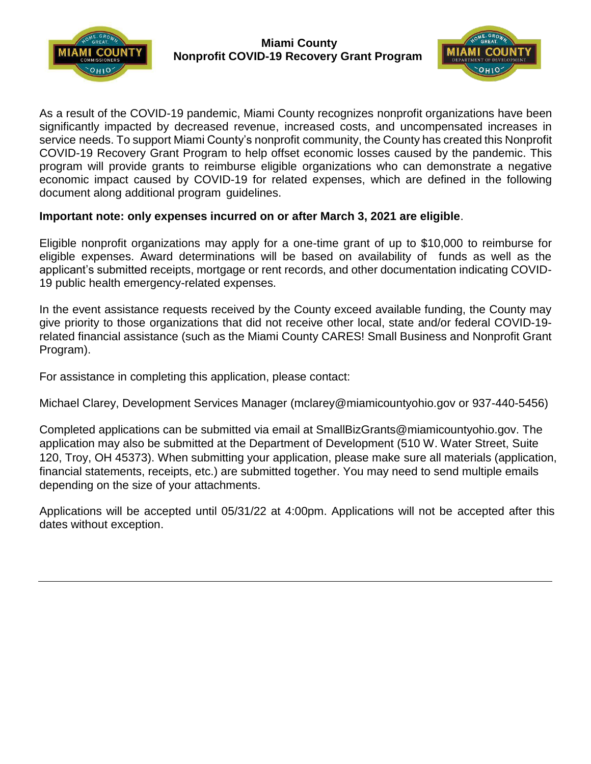# Miami County
# Nonprofit COVID-19 Recovery Grant Program

As a result of the COVID-19 pandemic, Miami County recognizes nonprofit organizations have been significantly impacted by decreased revenue, increased costs, and uncompensated increases in service needs. To support Miami County's nonprofit community, the County has created this Nonprofit COVID-19 Recovery Grant Program to help offset economic losses caused by the pandemic. This program will provide grants to reimburse eligible organizations who can demonstrate a negative economic impact caused by COVID-19 for related expenses, which are defined in the following document along additional program guidelines.

**Important note: only expenses incurred on or after March 3, 2021 are eligible**.

Eligible nonprofit organizations may apply for a one-time grant of up to $10,000 to reimburse for eligible expenses. Award determinations will be based on availability of funds as well as the applicant's submitted receipts, mortgage or rent records, and other documentation indicating COVID-19 public health emergency-related expenses.

In the event assistance requests received by the County exceed available funding, the County may give priority to those organizations that did not receive other local, state and/or federal COVID-19-related financial assistance (such as the Miami County CARES! Small Business and Nonprofit Grant Program).

For assistance in completing this application, please contact:

Michael Clarey, Development Services Manager (mclarey@miamicountyohio.gov or 937-440-5456)

Completed applications can be submitted via email at SmallBizGrants@miamicountyohio.gov. The application may also be submitted at the Department of Development (510 W. Water Street, Suite 120, Troy, OH 45373). When submitting your application, please make sure all materials (application, financial statements, receipts, etc.) are submitted together. You may need to send multiple emails depending on the size of your attachments.

Applications will be accepted until 05/31/22 at 4:00pm. Applications will not be accepted after this dates without exception.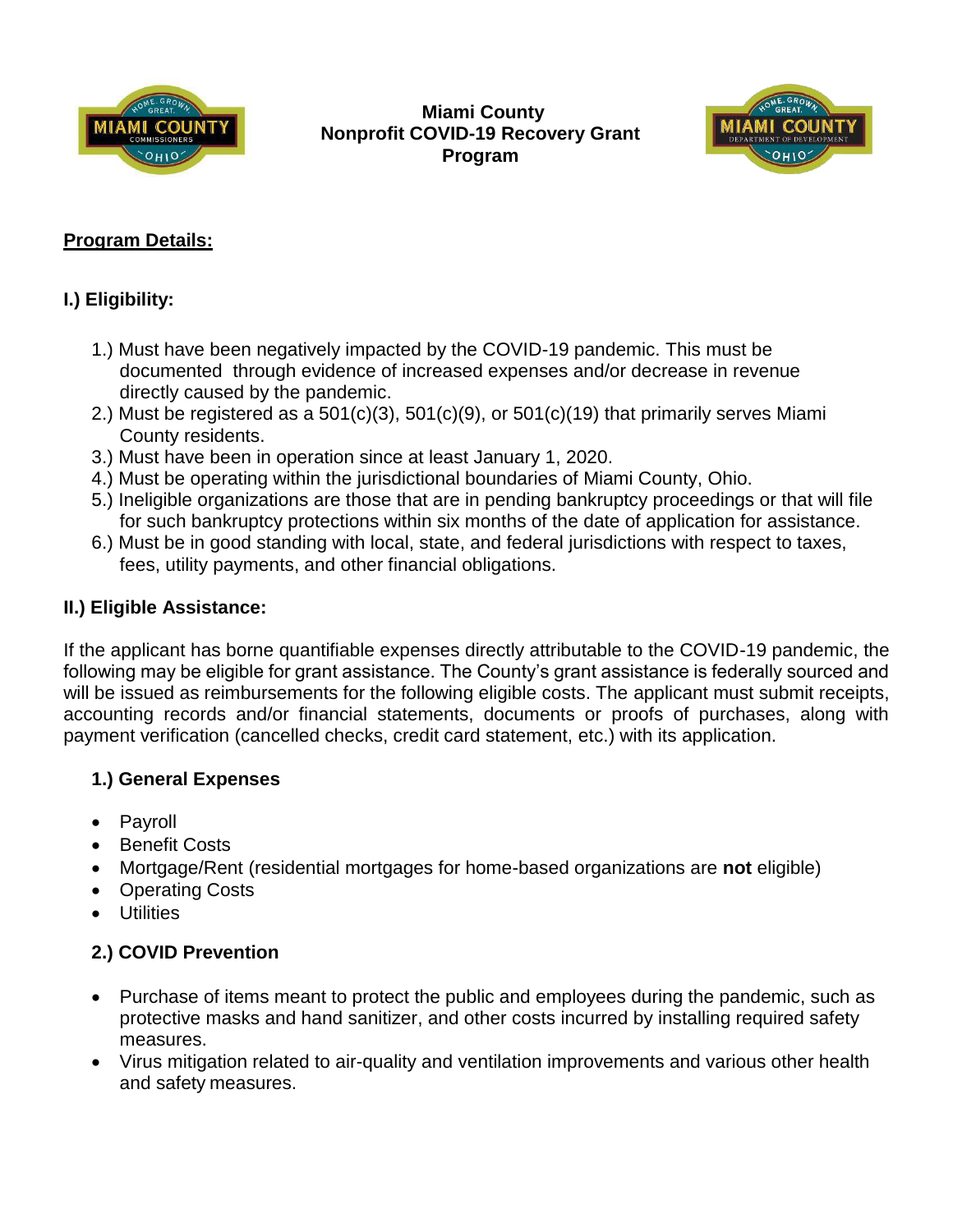**Miami County**
**Nonprofit COVID-19 Recovery Grant Program**

## Program Details:

### I.) Eligibility:

1.) Must have been negatively impacted by the COVID-19 pandemic. This must be documented through evidence of increased expenses and/or decrease in revenue directly caused by the pandemic.
2.) Must be registered as a 501(c)(3), 501(c)(9), or 501(c)(19) that primarily serves Miami County residents.
3.) Must have been in operation since at least January 1, 2020.
4.) Must be operating within the jurisdictional boundaries of Miami County, Ohio.
5.) Ineligible organizations are those that are in pending bankruptcy proceedings or that will file for such bankruptcy protections within six months of the date of application for assistance.
6.) Must be in good standing with local, state, and federal jurisdictions with respect to taxes, fees, utility payments, and other financial obligations.

### II.) Eligible Assistance:

If the applicant has borne quantifiable expenses directly attributable to the COVID-19 pandemic, the following may be eligible for grant assistance. The County's grant assistance is federally sourced and will be issued as reimbursements for the following eligible costs. The applicant must submit receipts, accounting records and/or financial statements, documents or proofs of purchases, along with payment verification (cancelled checks, credit card statement, etc.) with its application.

#### 1.) General Expenses

- Payroll
- Benefit Costs
- Mortgage/Rent (residential mortgages for home-based organizations are **not** eligible)
- Operating Costs
- Utilities

#### 2.) COVID Prevention

- Purchase of items meant to protect the public and employees during the pandemic, such as protective masks and hand sanitizer, and other costs incurred by installing required safety measures.
- Virus mitigation related to air-quality and ventilation improvements and various other health and safety measures.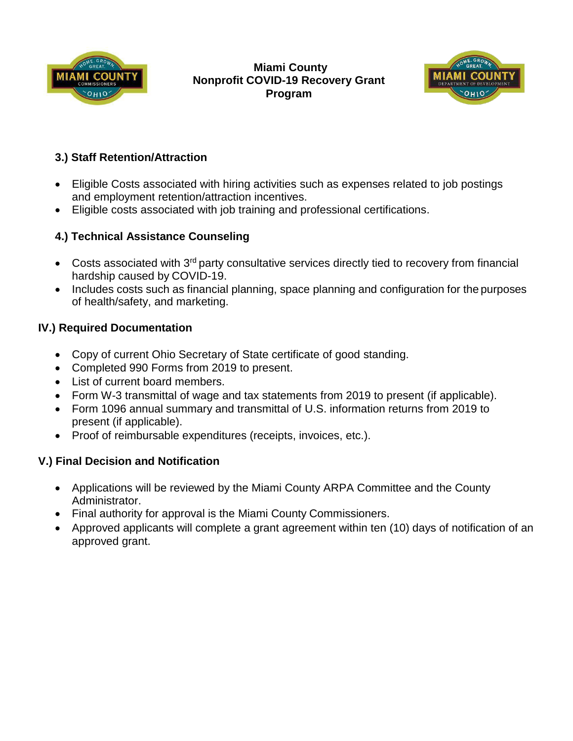### 3.) Staff Retention/Attraction

- Eligible Costs associated with hiring activities such as expenses related to job postings and employment retention/attraction incentives.
- Eligible costs associated with job training and professional certifications.

### 4.) Technical Assistance Counseling

- Costs associated with 3rd party consultative services directly tied to recovery from financial hardship caused by COVID-19.
- Includes costs such as financial planning, space planning and configuration for the purposes of health/safety, and marketing.

## IV.) Required Documentation

- Copy of current Ohio Secretary of State certificate of good standing.
- Completed 990 Forms from 2019 to present.
- List of current board members.
- Form W-3 transmittal of wage and tax statements from 2019 to present (if applicable).
- Form 1096 annual summary and transmittal of U.S. information returns from 2019 to present (if applicable).
- Proof of reimbursable expenditures (receipts, invoices, etc.).

## V.) Final Decision and Notification

- Applications will be reviewed by the Miami County ARPA Committee and the County Administrator.
- Final authority for approval is the Miami County Commissioners.
- Approved applicants will complete a grant agreement within ten (10) days of notification of an approved grant.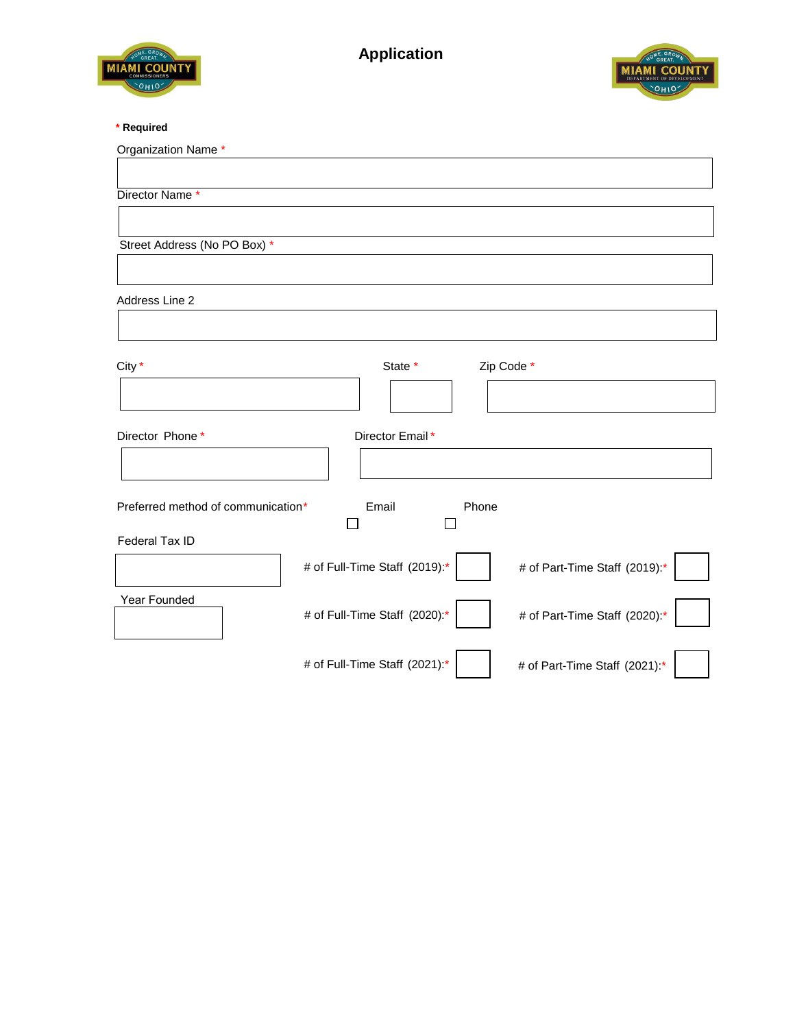# Application

\* **Required**

Organization Name *

Director Name *

Street Address (No PO Box) *

Address Line 2

City *

State *

Zip Code *

Director Phone *

Director Email *

Preferred method of communication*

Email ☐

Phone ☐

Federal Tax ID

Year Founded

# of Full-Time Staff (2019):*

# of Part-Time Staff (2019):*

# of Full-Time Staff (2020):*

# of Part-Time Staff (2020):*

# of Full-Time Staff (2021):*

# of Part-Time Staff (2021):*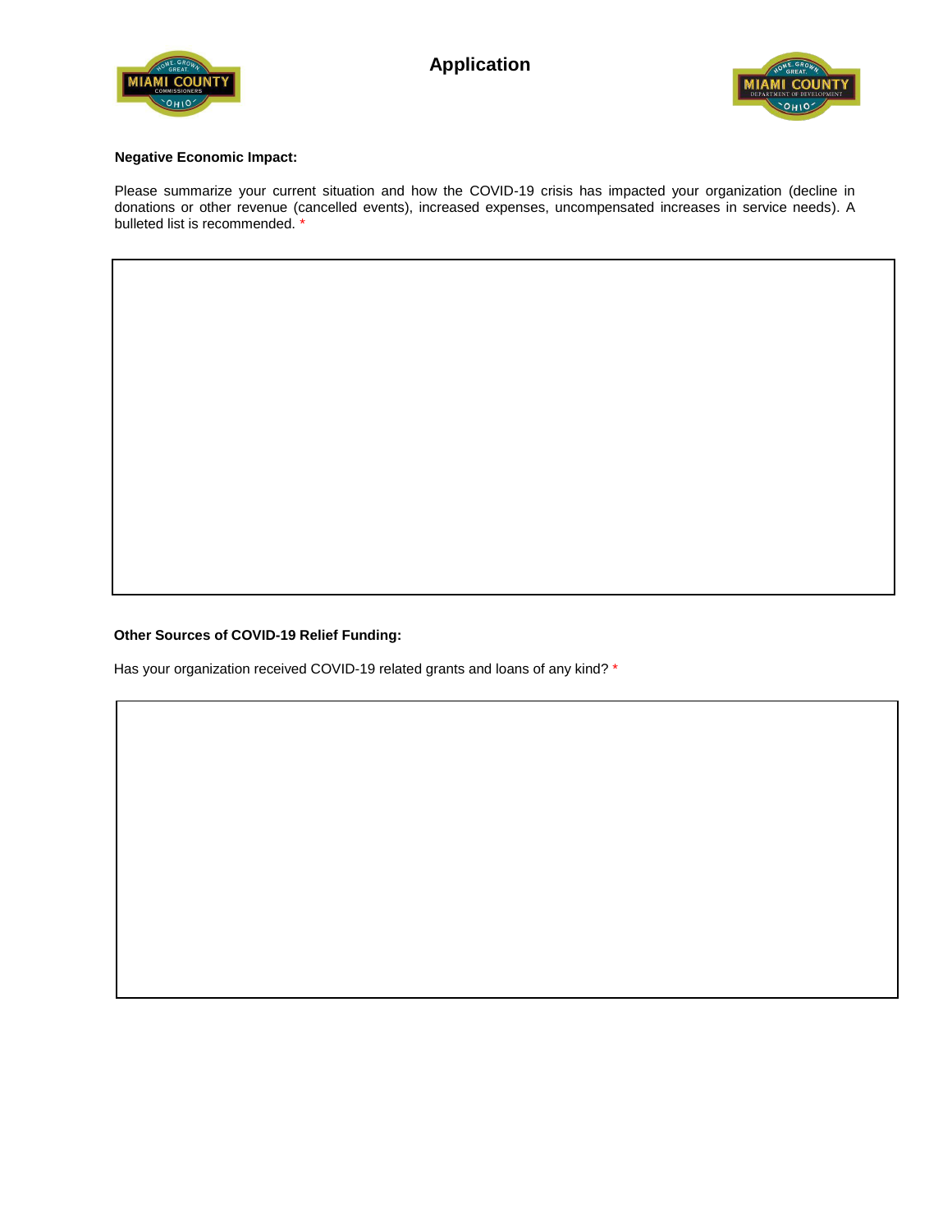# Application

**Negative Economic Impact:**

Please summarize your current situation and how the COVID-19 crisis has impacted your organization (decline in donations or other revenue (cancelled events), increased expenses, uncompensated increases in service needs). A bulleted list is recommended. *

**Other Sources of COVID-19 Relief Funding:**

Has your organization received COVID-19 related grants and loans of any kind? *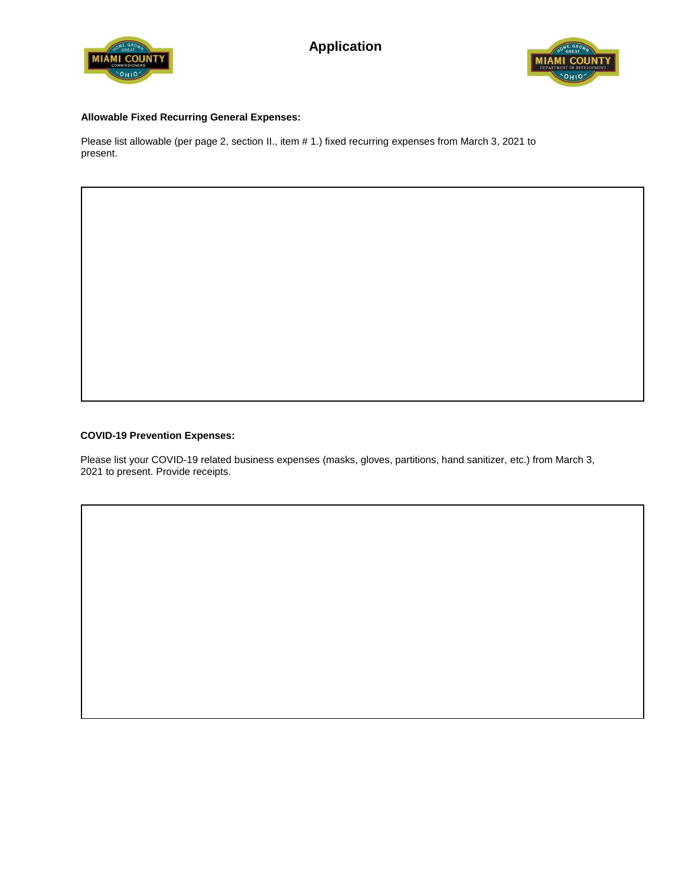# Application

**Allowable Fixed Recurring General Expenses:**

Please list allowable (per page 2, section II., item # 1.) fixed recurring expenses from March 3, 2021 to present.

**COVID-19 Prevention Expenses:**

Please list your COVID-19 related business expenses (masks, gloves, partitions, hand sanitizer, etc.) from March 3, 2021 to present. Provide receipts.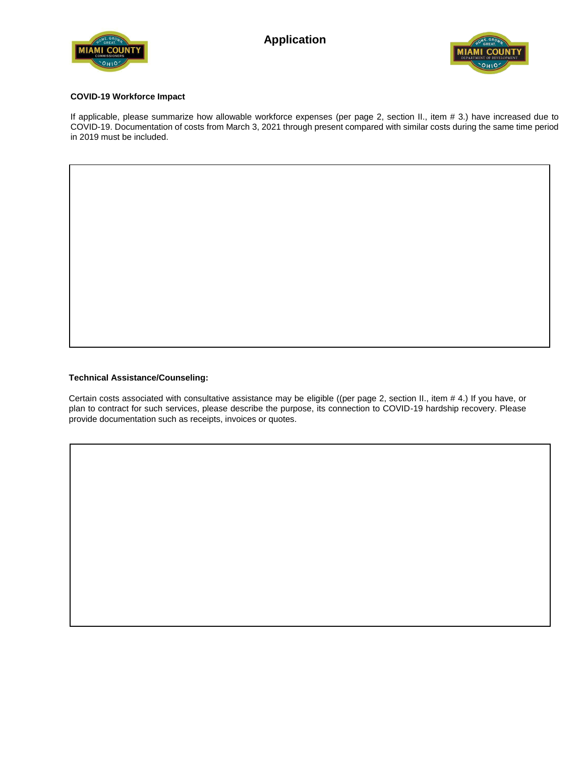# Application

**COVID-19 Workforce Impact**

If applicable, please summarize how allowable workforce expenses (per page 2, section II., item # 3.) have increased due to COVID-19. Documentation of costs from March 3, 2021 through present compared with similar costs during the same time period in 2019 must be included.

**Technical Assistance/Counseling:**

Certain costs associated with consultative assistance may be eligible ((per page 2, section II., item # 4.) If you have, or plan to contract for such services, please describe the purpose, its connection to COVID-19 hardship recovery. Please provide documentation such as receipts, invoices or quotes.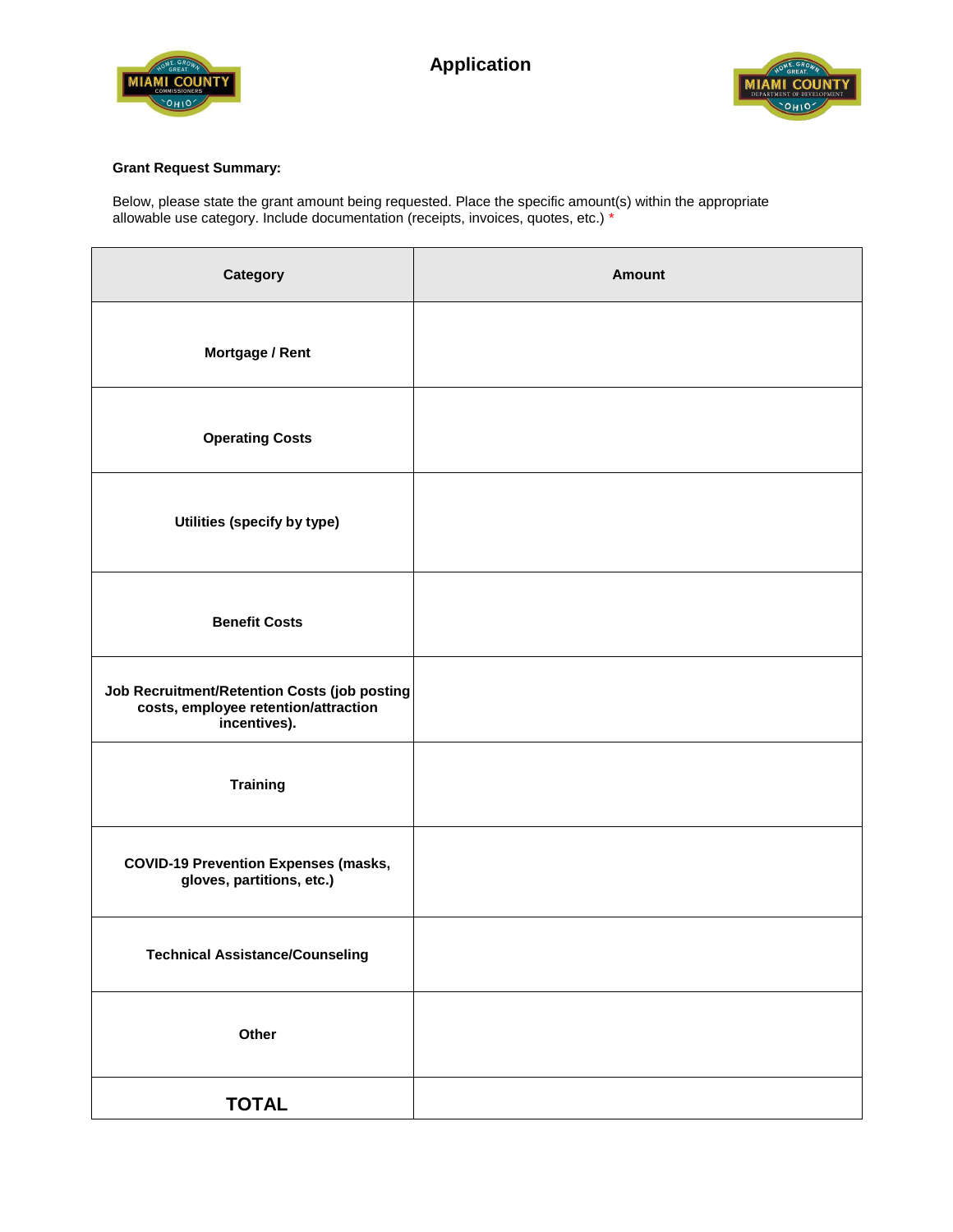# Application

**Grant Request Summary:**

Below, please state the grant amount being requested. Place the specific amount(s) within the appropriate allowable use category. Include documentation (receipts, invoices, quotes, etc.) *

| Category | Amount |
| --- | --- |
| **Mortgage / Rent** | |
| **Operating Costs** | |
| **Utilities (specify by type)** | |
| **Benefit Costs** | |
| **Job Recruitment/Retention Costs (job posting costs, employee retention/attraction incentives).** | |
| **Training** | |
| **COVID-19 Prevention Expenses (masks, gloves, partitions, etc.)** | |
| **Technical Assistance/Counseling** | |
| **Other** | |
| **TOTAL** | |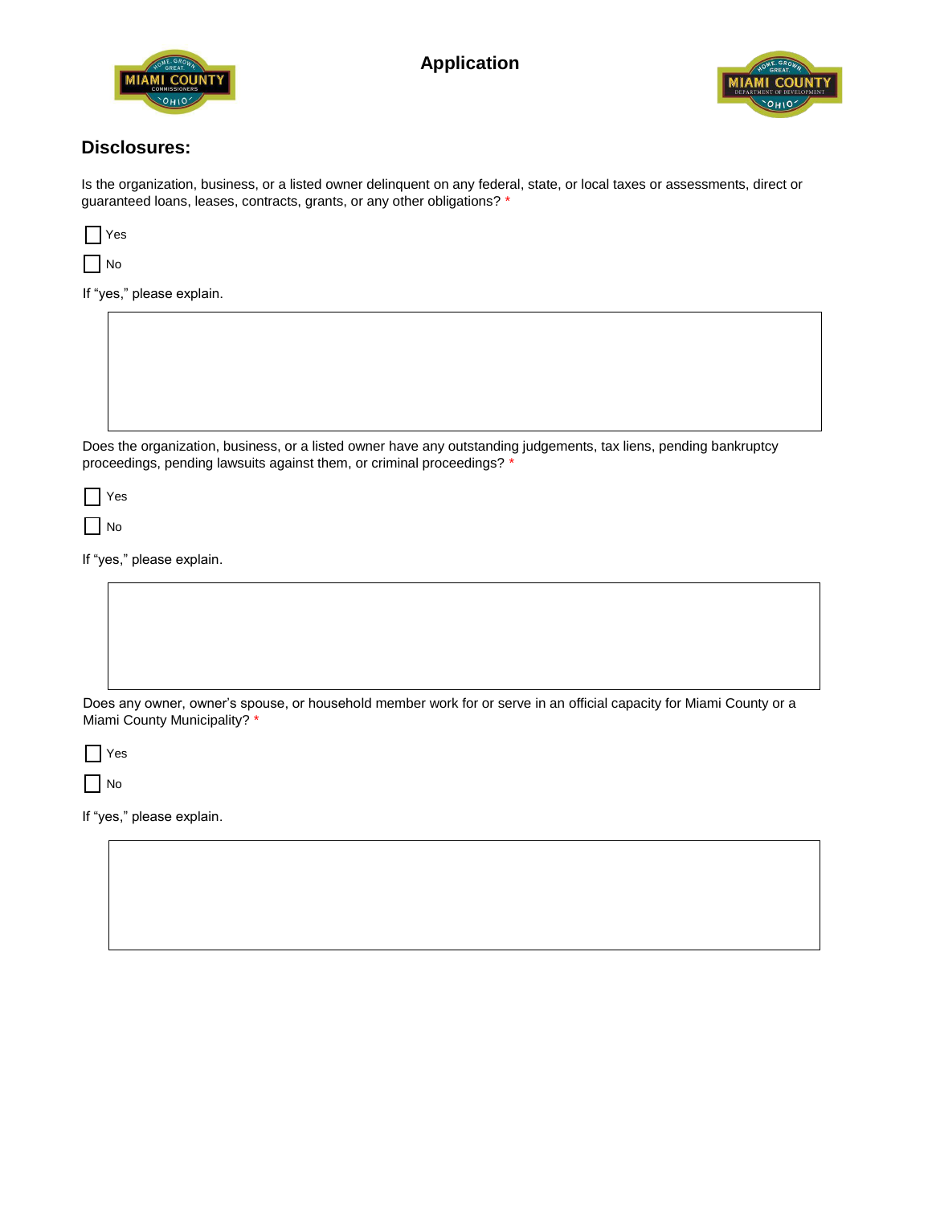# Application

## Disclosures:

Is the organization, business, or a listed owner delinquent on any federal, state, or local taxes or assessments, direct or guaranteed loans, leases, contracts, grants, or any other obligations? *

- [ ] Yes
- [ ] No

If "yes," please explain.

Does the organization, business, or a listed owner have any outstanding judgements, tax liens, pending bankruptcy proceedings, pending lawsuits against them, or criminal proceedings? *

- [ ] Yes
- [ ] No

If "yes," please explain.

Does any owner, owner's spouse, or household member work for or serve in an official capacity for Miami County or a Miami County Municipality? *

- [ ] Yes
- [ ] No

If "yes," please explain.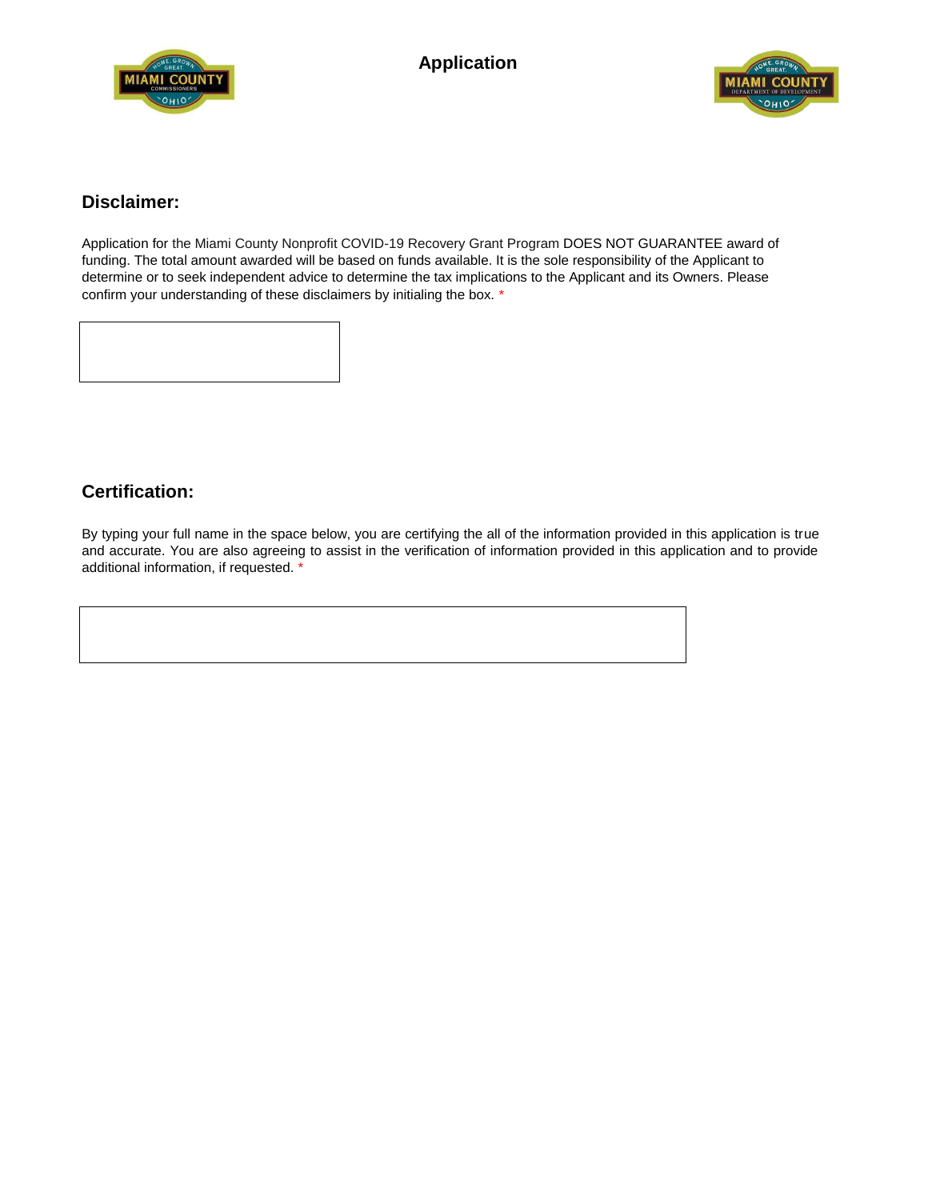# Application

## Disclaimer:

Application for the Miami County Nonprofit COVID-19 Recovery Grant Program DOES NOT GUARANTEE award of funding. The total amount awarded will be based on funds available. It is the sole responsibility of the Applicant to determine or to seek independent advice to determine the tax implications to the Applicant and its Owners. Please confirm your understanding of these disclaimers by initialing the box. *

## Certification:

By typing your full name in the space below, you are certifying the all of the information provided in this application is true and accurate. You are also agreeing to assist in the verification of information provided in this application and to provide additional information, if requested. *